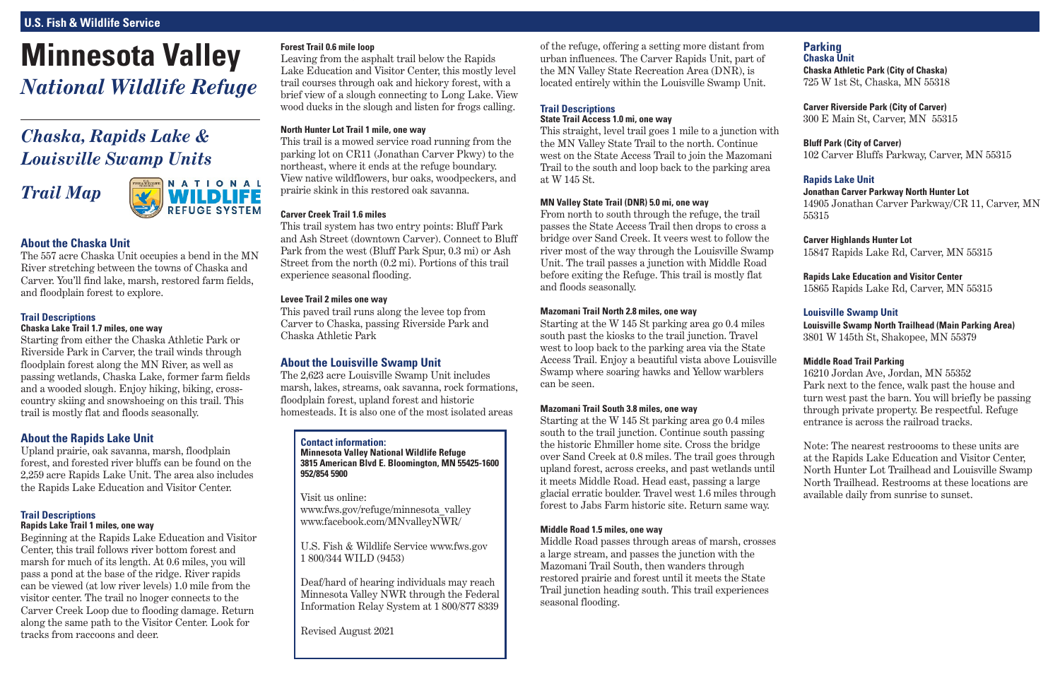U.S. Fish & Wildlife Service

# Minnesota Valley
## *National Wildlife Refuge*

## *Chaska, Rapids Lake & Louisville Swamp Units*

## *Trail Map*

NATIONAL WILDLIFE REFUGE SYSTEM

### About the Chaska Unit

The 557 acre Chaska Unit occupies a bend in the MN River stretching between the towns of Chaska and Carver. You'll find lake, marsh, restored farm fields, and floodplain forest to explore.

#### Trail Descriptions

**Chaska Lake Trail 1.7 miles, one way**

Starting from either the Chaska Athletic Park or Riverside Park in Carver, the trail winds through floodplain forest along the MN River, as well as passing wetlands, Chaska Lake, former farm fields and a wooded slough. Enjoy hiking, biking, cross-country skiing and snowshoeing on this trail. This trail is mostly flat and floods seasonally.

### About the Rapids Lake Unit

Upland prairie, oak savanna, marsh, floodplain forest, and forested river bluffs can be found on the 2,259 acre Rapids Lake Unit. The area also includes the Rapids Lake Education and Visitor Center.

#### Trail Descriptions

**Rapids Lake Trail 1 miles, one way**

Beginning at the Rapids Lake Education and Visitor Center, this trail follows river bottom forest and marsh for much of its length. At 0.6 miles, you will pass a pond at the base of the ridge. River rapids can be viewed (at low river levels) 1.0 mile from the visitor center. The trail no lnoger connects to the Carver Creek Loop due to flooding damage. Return along the same path to the Visitor Center. Look for tracks from raccoons and deer.

**Forest Trail 0.6 mile loop**

Leaving from the asphalt trail below the Rapids Lake Education and Visitor Center, this mostly level trail courses through oak and hickory forest, with a brief view of a slough connecting to Long Lake. View wood ducks in the slough and listen for frogs calling.

**North Hunter Lot Trail 1 mile, one way**

This trail is a mowed service road running from the parking lot on CR11 (Jonathan Carver Pkwy) to the northeast, where it ends at the refuge boundary. View native wildflowers, bur oaks, woodpeckers, and prairie skink in this restored oak savanna.

**Carver Creek Trail 1.6 miles**

This trail system has two entry points: Bluff Park and Ash Street (downtown Carver). Connect to Bluff Park from the west (Bluff Park Spur, 0.3 mi) or Ash Street from the north (0.2 mi). Portions of this trail experience seasonal flooding.

**Levee Trail 2 miles one way**

This paved trail runs along the levee top from Carver to Chaska, passing Riverside Park and Chaska Athletic Park

### About the Louisville Swamp Unit

The 2,623 acre Louisville Swamp Unit includes marsh, lakes, streams, oak savanna, rock formations, floodplain forest, upland forest and historic homesteads. It is also one of the most isolated areas of the refuge, offering a setting more distant from urban influences. The Carver Rapids Unit, part of the MN Valley State Recreation Area (DNR), is located entirely within the Louisville Swamp Unit.

> **Contact information:**
> **Minnesota Valley National Wildlife Refuge**
> **3815 American Blvd E. Bloomington, MN 55425-1600**
> **952/854 5900**
>
> Visit us online:
> www.fws.gov/refuge/minnesota_valley
> www.facebook.com/MNvalleyNWR/
>
> U.S. Fish & Wildlife Service www.fws.gov
> 1 800/344 WILD (9453)
>
> Deaf/hard of hearing individuals may reach Minnesota Valley NWR through the Federal Information Relay System at 1 800/877 8339
>
> Revised August 2021

#### Trail Descriptions

**State Trail Access 1.0 mi, one way**

This straight, level trail goes 1 mile to a junction with the MN Valley State Trail to the north. Continue west on the State Access Trail to join the Mazomani Trail to the south and loop back to the parking area at W 145 St.

**MN Valley State Trail (DNR) 5.0 mi, one way**

From north to south through the refuge, the trail passes the State Access Trail then drops to cross a bridge over Sand Creek. It veers west to follow the river most of the way through the Louisville Swamp Unit. The trail passes a junction with Middle Road before exiting the Refuge. This trail is mostly flat and floods seasonally.

**Mazomani Trail North 2.8 miles, one way**

Starting at the W 145 St parking area go 0.4 miles south past the kiosks to the trail junction. Travel west to loop back to the parking area via the State Access Trail. Enjoy a beautiful vista above Louisville Swamp where soaring hawks and Yellow warblers can be seen.

**Mazomani Trail South 3.8 miles, one way**

Starting at the W 145 St parking area go 0.4 miles south to the trail junction. Continue south passing the historic Ehmiller home site. Cross the bridge over Sand Creek at 0.8 miles. The trail goes through upland forest, across creeks, and past wetlands until it meets Middle Road. Head east, passing a large glacial erratic boulder. Travel west 1.6 miles through forest to Jabs Farm historic site. Return same way.

**Middle Road 1.5 miles, one way**

Middle Road passes through areas of marsh, crosses a large stream, and passes the junction with the Mazomani Trail South, then wanders through restored prairie and forest until it meets the State Trail junction heading south. This trail experiences seasonal flooding.

### Parking

#### Chaska Unit

**Chaska Athletic Park (City of Chaska)**
725 W 1st St, Chaska, MN 55318

**Carver Riverside Park (City of Carver)**
300 E Main St, Carver, MN 55315

**Bluff Park (City of Carver)**
102 Carver Bluffs Parkway, Carver, MN 55315

#### Rapids Lake Unit

**Jonathan Carver Parkway North Hunter Lot**
14905 Jonathan Carver Parkway/CR 11, Carver, MN 55315

**Carver Highlands Hunter Lot**
15847 Rapids Lake Rd, Carver, MN 55315

**Rapids Lake Education and Visitor Center**
15865 Rapids Lake Rd, Carver, MN 55315

#### Louisville Swamp Unit

**Louisville Swamp North Trailhead (Main Parking Area)**
3801 W 145th St, Shakopee, MN 55379

**Middle Road Trail Parking**
16210 Jordan Ave, Jordan, MN 55352
Park next to the fence, walk past the house and turn west past the barn. You will briefly be passing through private property. Be respectful. Refuge entrance is across the railroad tracks.

Note: The nearest restroooms to these units are at the Rapids Lake Education and Visitor Center, North Hunter Lot Trailhead and Louisville Swamp North Trailhead. Restrooms at these locations are available daily from sunrise to sunset.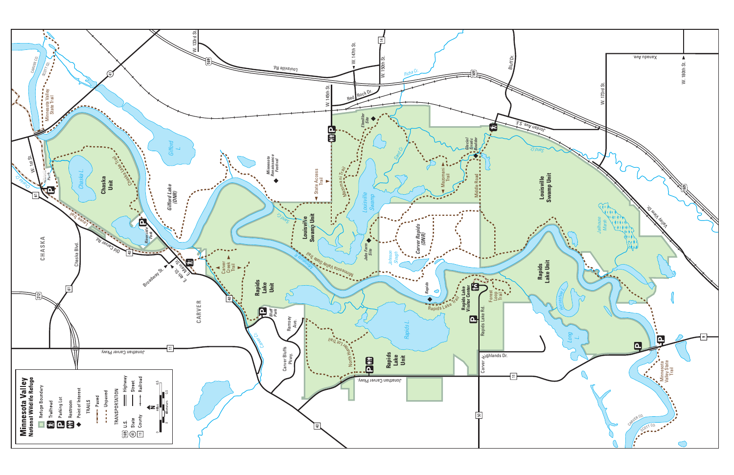# Minnesota Valley National Wildlife Refuge

Refuge Boundary

Trailhead

Parking Lot

Restroom

Point of Interest

TRAILS

Paved

Unpaved

TRANSPORTATION

169 U.S.

41 State

11 County

Highway

Street

Railroad

N

0 0.5 miles

0 0.5 kilometers

Chaska Unit

Louisville Swamp Unit

Rapids Lake Unit

Rapids Lake Visitor Center

CHASKA

CARVER

Chaska L.

Gifford L.

Gifford Lake (DNR)

Louisville Swamp

Carver Rapids (DNR)

Rapids L.

Long L.

Jail house Marsh

Minnesota River

Minnesota Valley State Trail

Chaska Lake Trail

Carver Creek Trail

State Access Trail

Mazomani Trail

Rapids Lake Trail

Forest Loop Trail

North Hillier Lot Trail

Middle Road

Minnesota Renaissance Festival

Ehmiller Site

Glacial Erratic Boulder

Jabs Farm Site

Johnson Slough

Rapids

Riverside Park

Bluff Park

Sand Cr.

Picha Cr.

Carver Cr.

Chaska Cr.

Louisville Rd.

Red Rock Dr.

Jordan Ave. S.E.

Xanadu Ave.

Valley View Dr.

W. 133rd St.

W. 145th St.

W. 147th St.

W. 150th St.

W. 173rd St.

W. 180th St.

Bluff Dr.

W. 1st St.

Levee Trail

Old Carver Rd.

Chaska Blvd.

Broadway St.

E. 4th St.

E. Main St.

Ramsey Ave.

Carver Bluffs Pkwy.

Jonathan Carver Pkwy.

Rapids Lake Rd.

Carver Highlands Dr.

CARVER CO.

SCOTT CO.

169 41 61 212 40 11 14 50 9